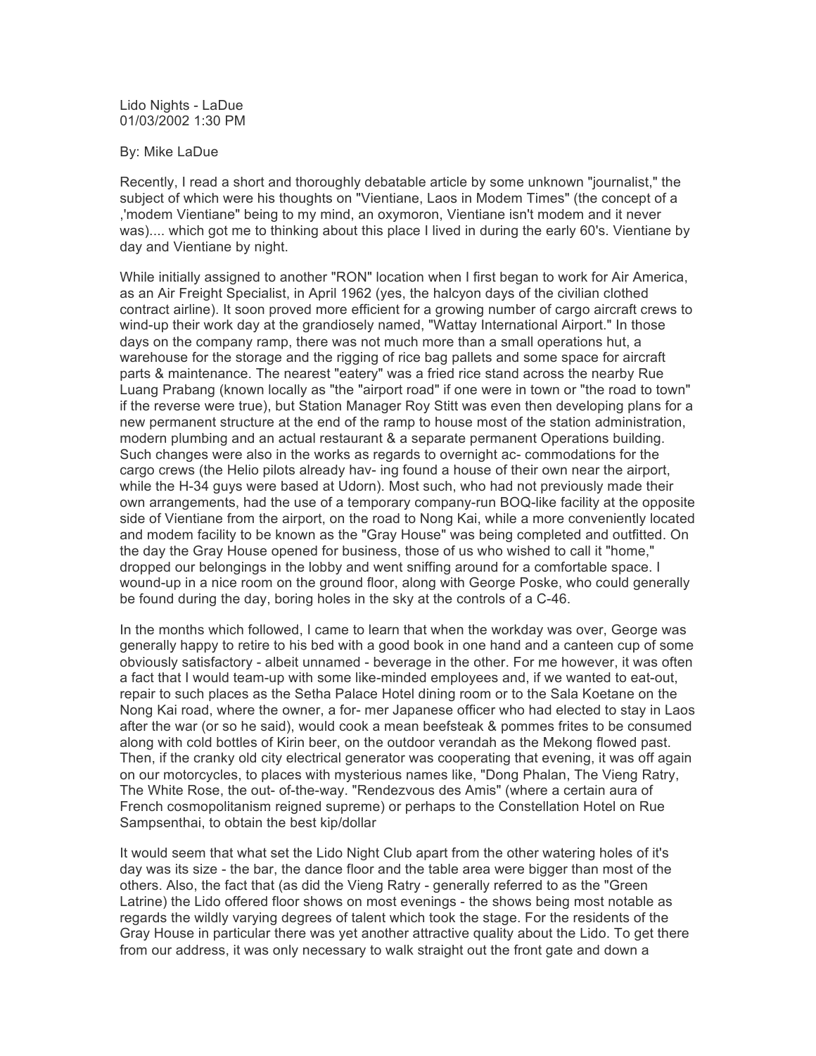Lido Nights - LaDue
01/03/2002 1:30 PM

By: Mike LaDue

Recently, I read a short and thoroughly debatable article by some unknown "journalist," the subject of which were his thoughts on "Vientiane, Laos in Modem Times" (the concept of a ,'modem Vientiane" being to my mind, an oxymoron, Vientiane isn't modem and it never was).... which got me to thinking about this place I lived in during the early 60's. Vientiane by day and Vientiane by night.

While initially assigned to another "RON" location when I first began to work for Air America, as an Air Freight Specialist, in April 1962 (yes, the halcyon days of the civilian clothed contract airline). It soon proved more efficient for a growing number of cargo aircraft crews to wind-up their work day at the grandiosely named, "Wattay International Airport." In those days on the company ramp, there was not much more than a small operations hut, a warehouse for the storage and the rigging of rice bag pallets and some space for aircraft parts & maintenance. The nearest "eatery" was a fried rice stand across the nearby Rue Luang Prabang (known locally as "the "airport road" if one were in town or "the road to town" if the reverse were true), but Station Manager Roy Stitt was even then developing plans for a new permanent structure at the end of the ramp to house most of the station administration, modern plumbing and an actual restaurant & a separate permanent Operations building. Such changes were also in the works as regards to overnight ac- commodations for the cargo crews (the Helio pilots already hav- ing found a house of their own near the airport, while the H-34 guys were based at Udorn). Most such, who had not previously made their own arrangements, had the use of a temporary company-run BOQ-like facility at the opposite side of Vientiane from the airport, on the road to Nong Kai, while a more conveniently located and modem facility to be known as the "Gray House" was being completed and outfitted. On the day the Gray House opened for business, those of us who wished to call it "home," dropped our belongings in the lobby and went sniffing around for a comfortable space. I wound-up in a nice room on the ground floor, along with George Poske, who could generally be found during the day, boring holes in the sky at the controls of a C-46.

In the months which followed, I came to learn that when the workday was over, George was generally happy to retire to his bed with a good book in one hand and a canteen cup of some obviously satisfactory - albeit unnamed - beverage in the other. For me however, it was often a fact that I would team-up with some like-minded employees and, if we wanted to eat-out, repair to such places as the Setha Palace Hotel dining room or to the Sala Koetane on the Nong Kai road, where the owner, a for- mer Japanese officer who had elected to stay in Laos after the war (or so he said), would cook a mean beefsteak & pommes frites to be consumed along with cold bottles of Kirin beer, on the outdoor verandah as the Mekong flowed past. Then, if the cranky old city electrical generator was cooperating that evening, it was off again on our motorcycles, to places with mysterious names like, "Dong Phalan, The Vieng Ratry, The White Rose, the out- of-the-way. "Rendezvous des Amis" (where a certain aura of French cosmopolitanism reigned supreme) or perhaps to the Constellation Hotel on Rue Sampsenthai, to obtain the best kip/dollar

It would seem that what set the Lido Night Club apart from the other watering holes of it's day was its size - the bar, the dance floor and the table area were bigger than most of the others. Also, the fact that (as did the Vieng Ratry - generally referred to as the "Green Latrine) the Lido offered floor shows on most evenings - the shows being most notable as regards the wildly varying degrees of talent which took the stage. For the residents of the Gray House in particular there was yet another attractive quality about the Lido. To get there from our address, it was only necessary to walk straight out the front gate and down a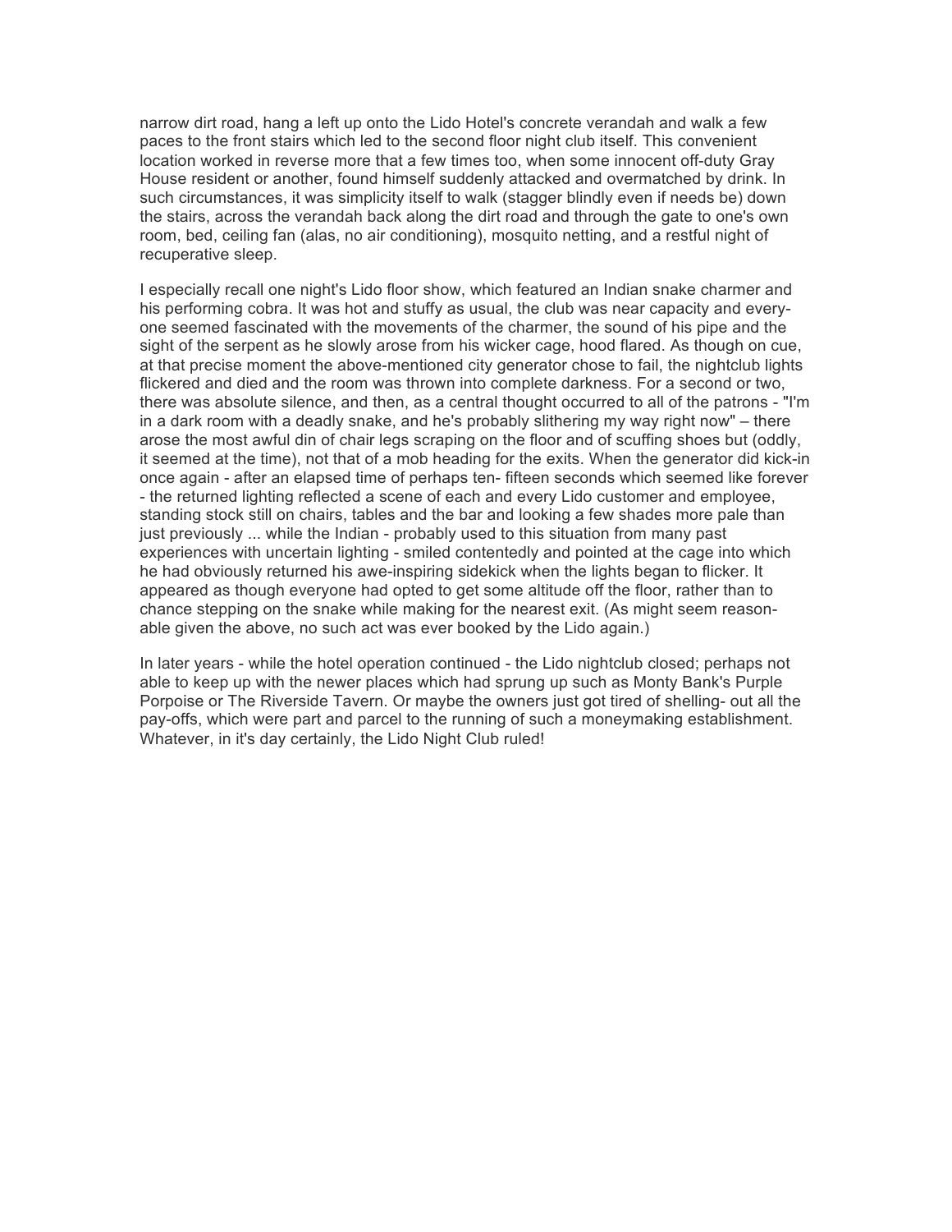narrow dirt road, hang a left up onto the Lido Hotel's concrete verandah and walk a few paces to the front stairs which led to the second floor night club itself. This convenient location worked in reverse more that a few times too, when some innocent off-duty Gray House resident or another, found himself suddenly attacked and overmatched by drink. In such circumstances, it was simplicity itself to walk (stagger blindly even if needs be) down the stairs, across the verandah back along the dirt road and through the gate to one's own room, bed, ceiling fan (alas, no air conditioning), mosquito netting, and a restful night of recuperative sleep.

I especially recall one night's Lido floor show, which featured an Indian snake charmer and his performing cobra. It was hot and stuffy as usual, the club was near capacity and every-one seemed fascinated with the movements of the charmer, the sound of his pipe and the sight of the serpent as he slowly arose from his wicker cage, hood flared. As though on cue, at that precise moment the above-mentioned city generator chose to fail, the nightclub lights flickered and died and the room was thrown into complete darkness. For a second or two, there was absolute silence, and then, as a central thought occurred to all of the patrons - "I'm in a dark room with a deadly snake, and he's probably slithering my way right now" – there arose the most awful din of chair legs scraping on the floor and of scuffing shoes but (oddly, it seemed at the time), not that of a mob heading for the exits. When the generator did kick-in once again - after an elapsed time of perhaps ten- fifteen seconds which seemed like forever - the returned lighting reflected a scene of each and every Lido customer and employee, standing stock still on chairs, tables and the bar and looking a few shades more pale than just previously ... while the Indian - probably used to this situation from many past experiences with uncertain lighting - smiled contentedly and pointed at the cage into which he had obviously returned his awe-inspiring sidekick when the lights began to flicker. It appeared as though everyone had opted to get some altitude off the floor, rather than to chance stepping on the snake while making for the nearest exit. (As might seem reason-able given the above, no such act was ever booked by the Lido again.)

In later years - while the hotel operation continued - the Lido nightclub closed; perhaps not able to keep up with the newer places which had sprung up such as Monty Bank's Purple Porpoise or The Riverside Tavern. Or maybe the owners just got tired of shelling- out all the pay-offs, which were part and parcel to the running of such a moneymaking establishment. Whatever, in it's day certainly, the Lido Night Club ruled!